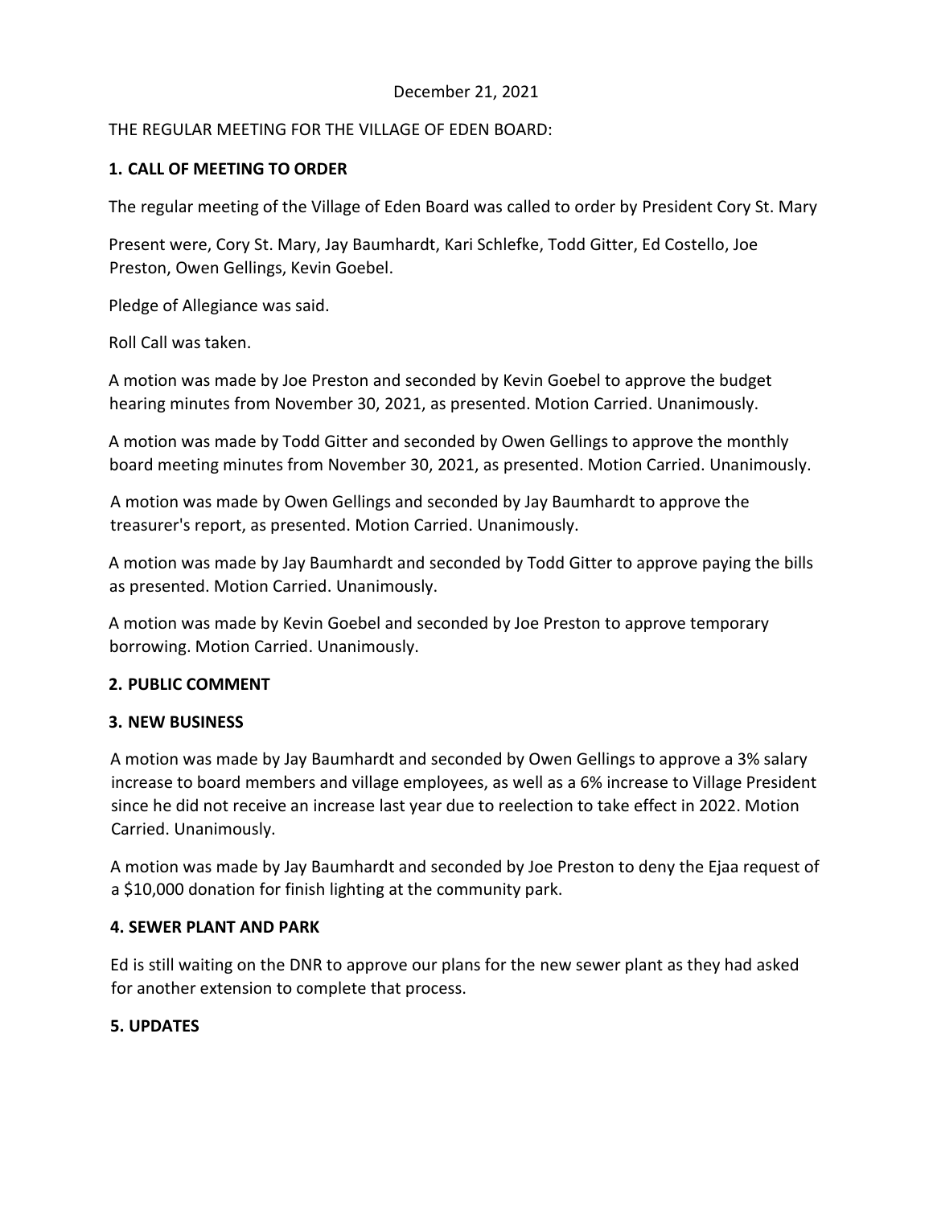December 21, 2021

THE REGULAR MEETING FOR THE VILLAGE OF EDEN BOARD:

**1. CALL OF MEETING TO ORDER**

The regular meeting of the Village of Eden Board was called to order by President Cory St. Mary

Present were, Cory St. Mary, Jay Baumhardt, Kari Schlefke, Todd Gitter, Ed Costello, Joe Preston, Owen Gellings, Kevin Goebel.

Pledge of Allegiance was said.

Roll Call was taken.

A motion was made by Joe Preston and seconded by Kevin Goebel to approve the budget hearing minutes from November 30, 2021, as presented. Motion Carried. Unanimously.

A motion was made by Todd Gitter and seconded by Owen Gellings to approve the monthly board meeting minutes from November 30, 2021, as presented. Motion Carried. Unanimously.

A motion was made by Owen Gellings and seconded by Jay Baumhardt to approve the treasurer's report, as presented. Motion Carried. Unanimously.

A motion was made by Jay Baumhardt and seconded by Todd Gitter to approve paying the bills as presented. Motion Carried. Unanimously.

A motion was made by Kevin Goebel and seconded by Joe Preston to approve temporary borrowing. Motion Carried. Unanimously.

**2. PUBLIC COMMENT**

**3. NEW BUSINESS**

A motion was made by Jay Baumhardt and seconded by Owen Gellings to approve a 3% salary increase to board members and village employees, as well as a 6% increase to Village President since he did not receive an increase last year due to reelection to take effect in 2022. Motion Carried. Unanimously.

A motion was made by Jay Baumhardt and seconded by Joe Preston to deny the Ejaa request of a $10,000 donation for finish lighting at the community park.

**4. SEWER PLANT AND PARK**

Ed is still waiting on the DNR to approve our plans for the new sewer plant as they had asked for another extension to complete that process.

**5. UPDATES**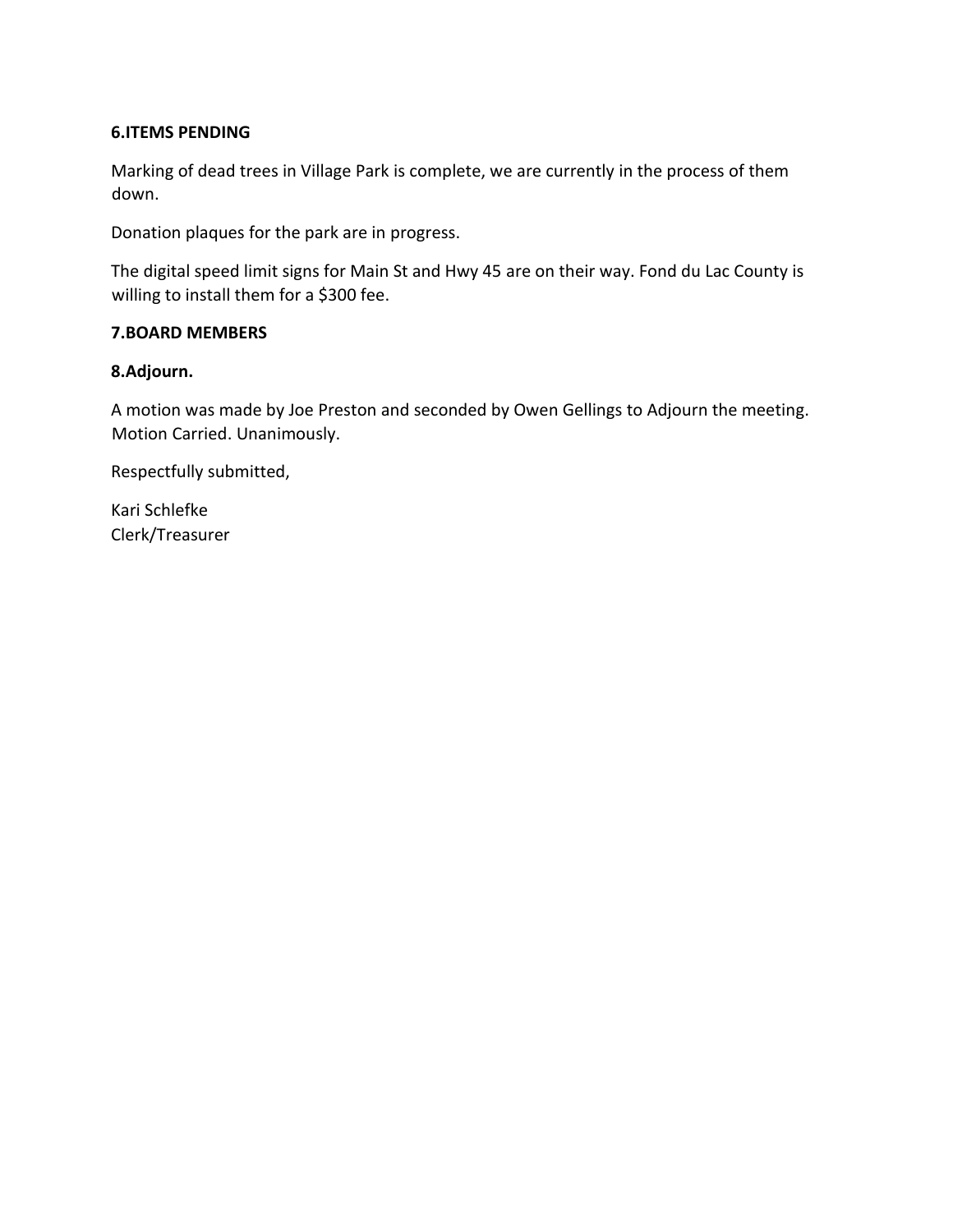**6.ITEMS PENDING**

Marking of dead trees in Village Park is complete, we are currently in the process of them down.

Donation plaques for the park are in progress.

The digital speed limit signs for Main St and Hwy 45 are on their way. Fond du Lac County is willing to install them for a $300 fee.

**7.BOARD MEMBERS**

**8.Adjourn.**

A motion was made by Joe Preston and seconded by Owen Gellings to Adjourn the meeting. Motion Carried. Unanimously.

Respectfully submitted,

Kari Schlefke
Clerk/Treasurer